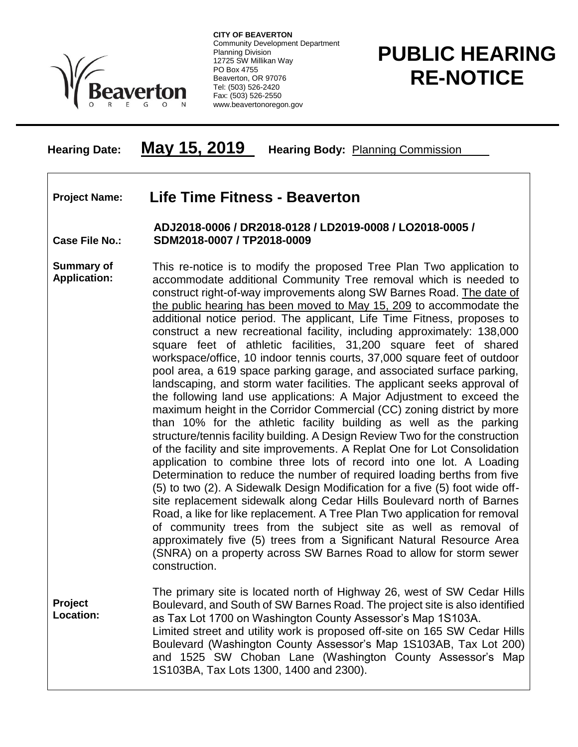**CITY OF BEAVERTON**
Community Development Department
Planning Division
12725 SW Millikan Way
PO Box 4755
Beaverton, OR 97076
Tel: (503) 526-2420
Fax: (503) 526-2550
www.beavertonoregon.gov

# PUBLIC HEARING RE-NOTICE

**Hearing Date:** **May 15, 2019** **Hearing Body:** Planning Commission

**Project Name:** **Life Time Fitness - Beaverton**

**Case File No.:** **ADJ2018-0006 / DR2018-0128 / LD2019-0008 / LO2018-0005 / SDM2018-0007 / TP2018-0009**

**Summary of Application:** This re-notice is to modify the proposed Tree Plan Two application to accommodate additional Community Tree removal which is needed to construct right-of-way improvements along SW Barnes Road. The date of the public hearing has been moved to May 15, 209 to accommodate the additional notice period. The applicant, Life Time Fitness, proposes to construct a new recreational facility, including approximately: 138,000 square feet of athletic facilities, 31,200 square feet of shared workspace/office, 10 indoor tennis courts, 37,000 square feet of outdoor pool area, a 619 space parking garage, and associated surface parking, landscaping, and storm water facilities. The applicant seeks approval of the following land use applications: A Major Adjustment to exceed the maximum height in the Corridor Commercial (CC) zoning district by more than 10% for the athletic facility building as well as the parking structure/tennis facility building. A Design Review Two for the construction of the facility and site improvements. A Replat One for Lot Consolidation application to combine three lots of record into one lot. A Loading Determination to reduce the number of required loading berths from five (5) to two (2). A Sidewalk Design Modification for a five (5) foot wide off-site replacement sidewalk along Cedar Hills Boulevard north of Barnes Road, a like for like replacement. A Tree Plan Two application for removal of community trees from the subject site as well as removal of approximately five (5) trees from a Significant Natural Resource Area (SNRA) on a property across SW Barnes Road to allow for storm sewer construction.

**Project Location:** The primary site is located north of Highway 26, west of SW Cedar Hills Boulevard, and South of SW Barnes Road. The project site is also identified as Tax Lot 1700 on Washington County Assessor's Map 1S103A.
Limited street and utility work is proposed off-site on 165 SW Cedar Hills Boulevard (Washington County Assessor's Map 1S103AB, Tax Lot 200) and 1525 SW Choban Lane (Washington County Assessor's Map 1S103BA, Tax Lots 1300, 1400 and 2300).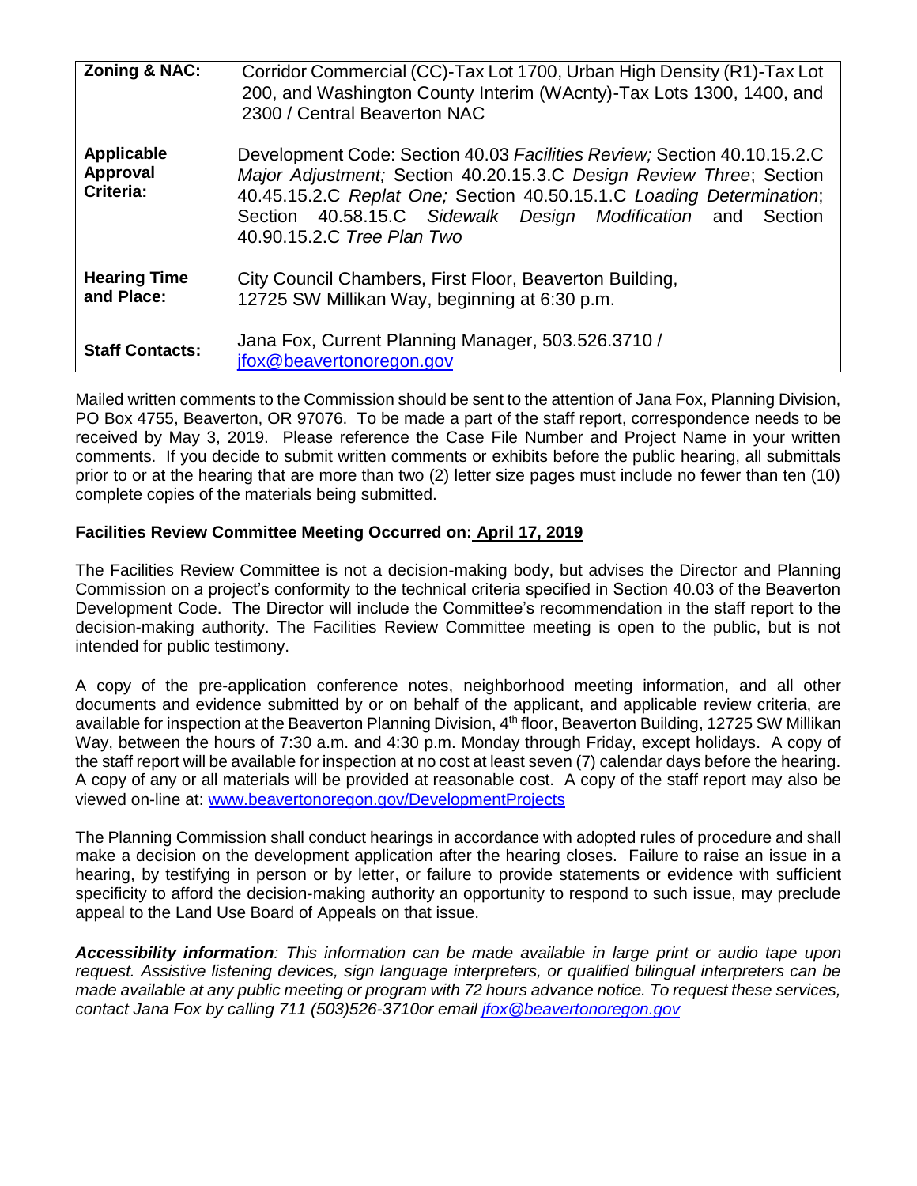| | |
|---|---|
| **Zoning & NAC:** | Corridor Commercial (CC)-Tax Lot 1700, Urban High Density (R1)-Tax Lot 200, and Washington County Interim (WAcnty)-Tax Lots 1300, 1400, and 2300 / Central Beaverton NAC |
| **Applicable Approval Criteria:** | Development Code: Section 40.03 *Facilities Review;* Section 40.10.15.2.C *Major Adjustment;* Section 40.20.15.3.C *Design Review Three*; Section 40.45.15.2.C *Replat One;* Section 40.50.15.1.C *Loading Determination*; Section 40.58.15.C *Sidewalk Design Modification* and Section 40.90.15.2.C *Tree Plan Two* |
| **Hearing Time and Place:** | City Council Chambers, First Floor, Beaverton Building, 12725 SW Millikan Way, beginning at 6:30 p.m. |
| **Staff Contacts:** | Jana Fox, Current Planning Manager, 503.526.3710 / jfox@beavertonoregon.gov |

Mailed written comments to the Commission should be sent to the attention of Jana Fox, Planning Division, PO Box 4755, Beaverton, OR 97076. To be made a part of the staff report, correspondence needs to be received by May 3, 2019. Please reference the Case File Number and Project Name in your written comments. If you decide to submit written comments or exhibits before the public hearing, all submittals prior to or at the hearing that are more than two (2) letter size pages must include no fewer than ten (10) complete copies of the materials being submitted.

**Facilities Review Committee Meeting Occurred on: April 17, 2019**

The Facilities Review Committee is not a decision-making body, but advises the Director and Planning Commission on a project's conformity to the technical criteria specified in Section 40.03 of the Beaverton Development Code. The Director will include the Committee's recommendation in the staff report to the decision-making authority. The Facilities Review Committee meeting is open to the public, but is not intended for public testimony.

A copy of the pre-application conference notes, neighborhood meeting information, and all other documents and evidence submitted by or on behalf of the applicant, and applicable review criteria, are available for inspection at the Beaverton Planning Division, 4th floor, Beaverton Building, 12725 SW Millikan Way, between the hours of 7:30 a.m. and 4:30 p.m. Monday through Friday, except holidays. A copy of the staff report will be available for inspection at no cost at least seven (7) calendar days before the hearing. A copy of any or all materials will be provided at reasonable cost. A copy of the staff report may also be viewed on-line at: www.beavertonoregon.gov/DevelopmentProjects

The Planning Commission shall conduct hearings in accordance with adopted rules of procedure and shall make a decision on the development application after the hearing closes. Failure to raise an issue in a hearing, by testifying in person or by letter, or failure to provide statements or evidence with sufficient specificity to afford the decision-making authority an opportunity to respond to such issue, may preclude appeal to the Land Use Board of Appeals on that issue.

***Accessibility information****: This information can be made available in large print or audio tape upon request. Assistive listening devices, sign language interpreters, or qualified bilingual interpreters can be made available at any public meeting or program with 72 hours advance notice. To request these services, contact Jana Fox by calling 711 (503)526-3710or email jfox@beavertonoregon.gov*